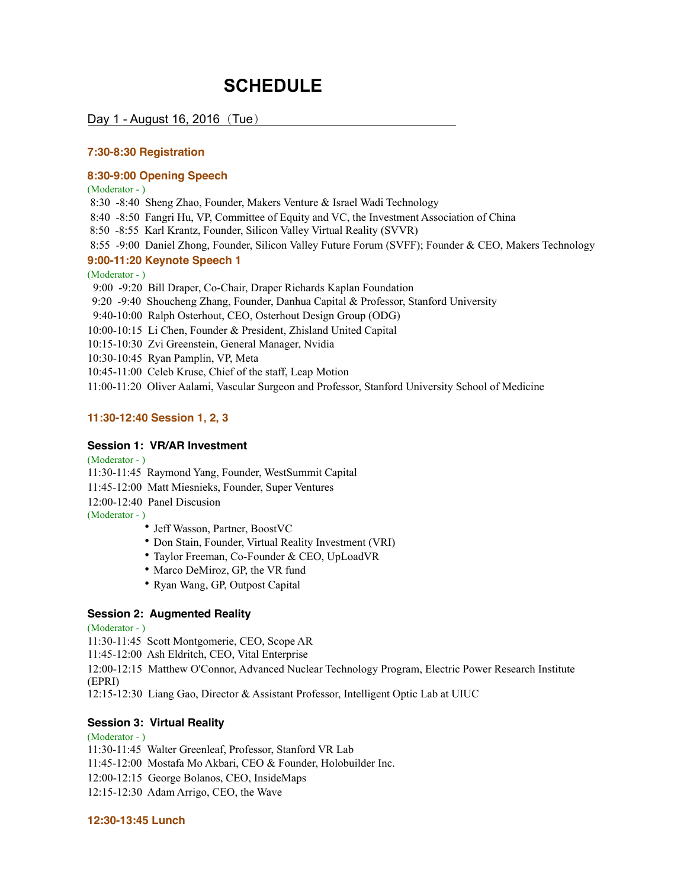# SCHEDULE

Day 1 - August 16, 2016（Tue）

### 7:30-8:30 Registration

### 8:30-9:00 Opening Speech

(Moderator - )

8:30 -8:40 Sheng Zhao, Founder, Makers Venture & Israel Wadi Technology

8:40 -8:50 Fangri Hu, VP, Committee of Equity and VC, the Investment Association of China

8:50 -8:55 Karl Krantz, Founder, Silicon Valley Virtual Reality (SVVR)

8:55 -9:00 Daniel Zhong, Founder, Silicon Valley Future Forum (SVFF); Founder & CEO, Makers Technology

### 9:00-11:20 Keynote Speech 1

(Moderator - )

9:00 -9:20 Bill Draper, Co-Chair, Draper Richards Kaplan Foundation

9:20 -9:40 Shoucheng Zhang, Founder, Danhua Capital & Professor, Stanford University

9:40-10:00 Ralph Osterhout, CEO, Osterhout Design Group (ODG)

10:00-10:15 Li Chen, Founder & President, Zhisland United Capital

10:15-10:30 Zvi Greenstein, General Manager, Nvidia

10:30-10:45 Ryan Pamplin, VP, Meta

10:45-11:00 Celeb Kruse, Chief of the staff, Leap Motion

11:00-11:20 Oliver Aalami, Vascular Surgeon and Professor, Stanford University School of Medicine

### 11:30-12:40 Session 1, 2, 3

**Session 1: VR/AR Investment**

(Moderator - )

11:30-11:45 Raymond Yang, Founder, WestSummit Capital

11:45-12:00 Matt Miesnieks, Founder, Super Ventures

12:00-12:40 Panel Discusion

(Moderator - )

- Jeff Wasson, Partner, BoostVC
- Don Stain, Founder, Virtual Reality Investment (VRI)
- Taylor Freeman, Co-Founder & CEO, UpLoadVR
- Marco DeMiroz, GP, the VR fund
- Ryan Wang, GP, Outpost Capital

**Session 2: Augmented Reality**

(Moderator - )

11:30-11:45 Scott Montgomerie, CEO, Scope AR

11:45-12:00 Ash Eldritch, CEO, Vital Enterprise

12:00-12:15 Matthew O'Connor, Advanced Nuclear Technology Program, Electric Power Research Institute (EPRI)

12:15-12:30 Liang Gao, Director & Assistant Professor, Intelligent Optic Lab at UIUC

**Session 3: Virtual Reality**

(Moderator - )

11:30-11:45 Walter Greenleaf, Professor, Stanford VR Lab

11:45-12:00 Mostafa Mo Akbari, CEO & Founder, Holobuilder Inc.

12:00-12:15 George Bolanos, CEO, InsideMaps

12:15-12:30 Adam Arrigo, CEO, the Wave

### 12:30-13:45 Lunch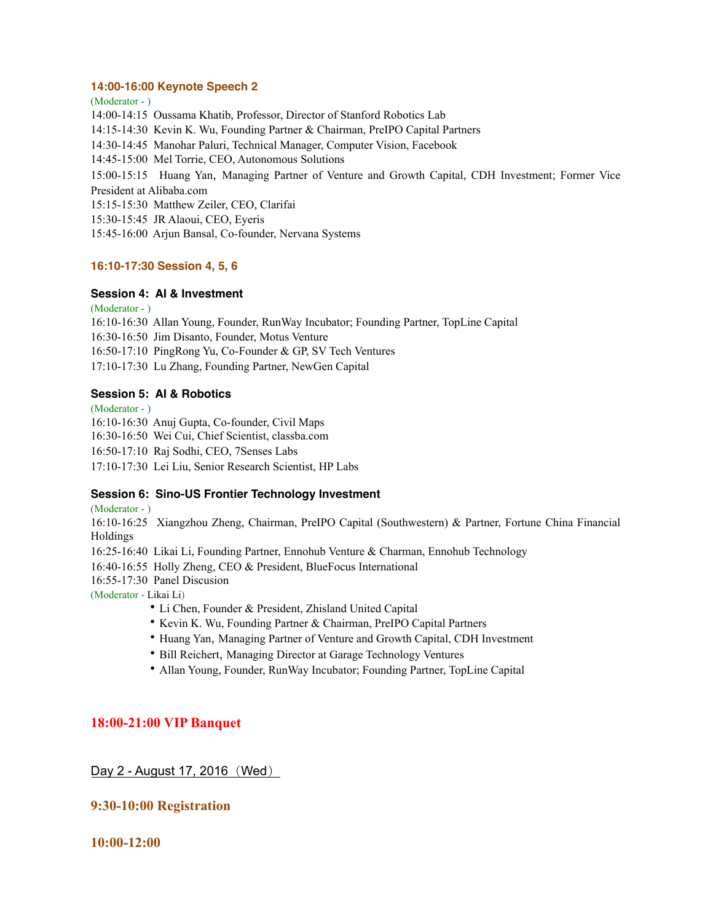### 14:00-16:00 Keynote Speech 2

(Moderator - )

14:00-14:15 Oussama Khatib, Professor, Director of Stanford Robotics Lab
14:15-14:30 Kevin K. Wu, Founding Partner & Chairman, PreIPO Capital Partners
14:30-14:45 Manohar Paluri, Technical Manager, Computer Vision, Facebook
14:45-15:00 Mel Torrie, CEO, Autonomous Solutions
15:00-15:15 Huang Yan, Managing Partner of Venture and Growth Capital, CDH Investment; Former Vice President at Alibaba.com
15:15-15:30 Matthew Zeiler, CEO, Clarifai
15:30-15:45 JR Alaoui, CEO, Eyeris
15:45-16:00 Arjun Bansal, Co-founder, Nervana Systems

### 16:10-17:30 Session 4, 5, 6

#### Session 4: AI & Investment

(Moderator - )

16:10-16:30 Allan Young, Founder, RunWay Incubator; Founding Partner, TopLine Capital
16:30-16:50 Jim Disanto, Founder, Motus Venture
16:50-17:10 PingRong Yu, Co-Founder & GP, SV Tech Ventures
17:10-17:30 Lu Zhang, Founding Partner, NewGen Capital

#### Session 5: AI & Robotics

(Moderator - )

16:10-16:30 Anuj Gupta, Co-founder, Civil Maps
16:30-16:50 Wei Cui, Chief Scientist, classba.com
16:50-17:10 Raj Sodhi, CEO, 7Senses Labs
17:10-17:30 Lei Liu, Senior Research Scientist, HP Labs

#### Session 6: Sino-US Frontier Technology Investment

(Moderator - )

16:10-16:25 Xiangzhou Zheng, Chairman, PreIPO Capital (Southwestern) & Partner, Fortune China Financial Holdings
16:25-16:40 Likai Li, Founding Partner, Ennohub Venture & Charman, Ennohub Technology
16:40-16:55 Holly Zheng, CEO & President, BlueFocus International
16:55-17:30 Panel Discusion

(Moderator - Likai Li)

- Li Chen, Founder & President, Zhisland United Capital
- Kevin K. Wu, Founding Partner & Chairman, PreIPO Capital Partners
- Huang Yan, Managing Partner of Venture and Growth Capital, CDH Investment
- Bill Reichert, Managing Director at Garage Technology Ventures
- Allan Young, Founder, RunWay Incubator; Founding Partner, TopLine Capital

### 18:00-21:00 VIP Banquet

Day 2 - August 17, 2016（Wed）

### 9:30-10:00 Registration

### 10:00-12:00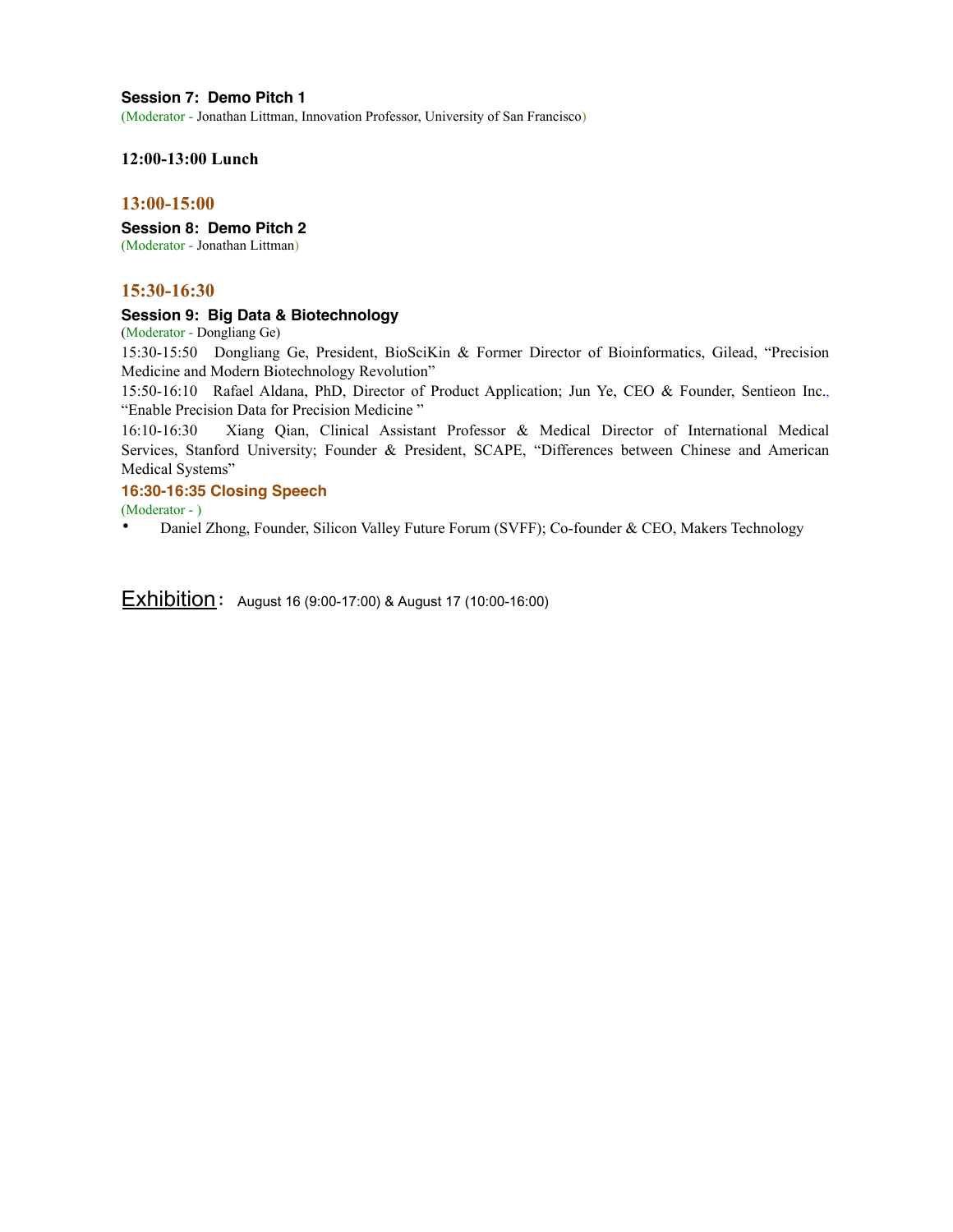**Session 7: Demo Pitch 1**

(Moderator - Jonathan Littman, Innovation Professor, University of San Francisco)

**12:00-13:00 Lunch**

### 13:00-15:00

**Session 8: Demo Pitch 2**

(Moderator - Jonathan Littman)

### 15:30-16:30

**Session 9: Big Data & Biotechnology**

(Moderator - Dongliang Ge)

15:30-15:50 Dongliang Ge, President, BioSciKin & Former Director of Bioinformatics, Gilead, "Precision Medicine and Modern Biotechnology Revolution"

15:50-16:10 Rafael Aldana, PhD, Director of Product Application; Jun Ye, CEO & Founder, Sentieon Inc., "Enable Precision Data for Precision Medicine "

16:10-16:30 Xiang Qian, Clinical Assistant Professor & Medical Director of International Medical Services, Stanford University; Founder & President, SCAPE, "Differences between Chinese and American Medical Systems"

**16:30-16:35 Closing Speech**

(Moderator - )

- Daniel Zhong, Founder, Silicon Valley Future Forum (SVFF); Co-founder & CEO, Makers Technology

<u>Exhibition</u>： August 16 (9:00-17:00) & August 17 (10:00-16:00)